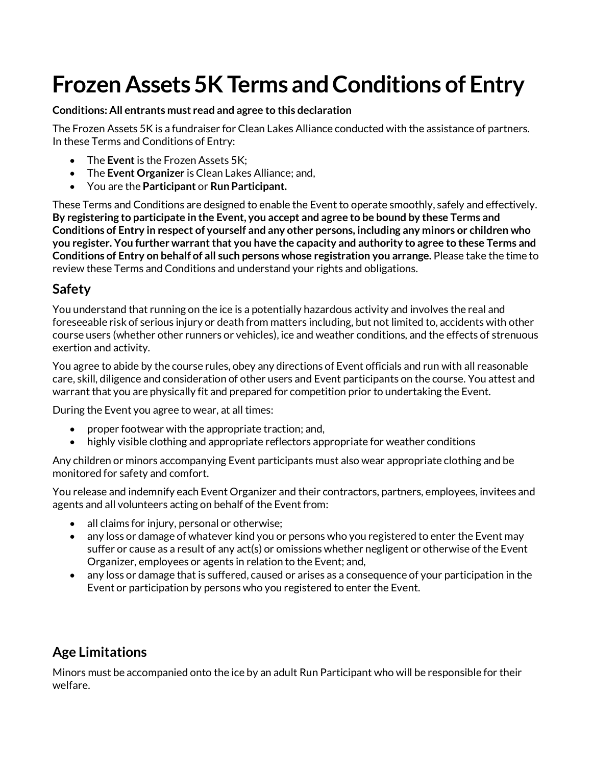# Frozen Assets 5K Terms and Conditions of Entry

**Conditions: All entrants must read and agree to this declaration**

The Frozen Assets 5K is a fundraiser for Clean Lakes Alliance conducted with the assistance of partners. In these Terms and Conditions of Entry:

- The **Event** is the Frozen Assets 5K;
- The **Event Organizer** is Clean Lakes Alliance; and,
- You are the **Participant** or **Run Participant.**

These Terms and Conditions are designed to enable the Event to operate smoothly, safely and effectively. **By registering to participate in the Event, you accept and agree to be bound by these Terms and Conditions of Entry in respect of yourself and any other persons, including any minors or children who you register. You further warrant that you have the capacity and authority to agree to these Terms and Conditions of Entry on behalf of all such persons whose registration you arrange.** Please take the time to review these Terms and Conditions and understand your rights and obligations.

## Safety

You understand that running on the ice is a potentially hazardous activity and involves the real and foreseeable risk of serious injury or death from matters including, but not limited to, accidents with other course users (whether other runners or vehicles), ice and weather conditions, and the effects of strenuous exertion and activity.

You agree to abide by the course rules, obey any directions of Event officials and run with all reasonable care, skill, diligence and consideration of other users and Event participants on the course. You attest and warrant that you are physically fit and prepared for competition prior to undertaking the Event.

During the Event you agree to wear, at all times:

- proper footwear with the appropriate traction; and,
- highly visible clothing and appropriate reflectors appropriate for weather conditions

Any children or minors accompanying Event participants must also wear appropriate clothing and be monitored for safety and comfort.

You release and indemnify each Event Organizer and their contractors, partners, employees, invitees and agents and all volunteers acting on behalf of the Event from:

- all claims for injury, personal or otherwise;
- any loss or damage of whatever kind you or persons who you registered to enter the Event may suffer or cause as a result of any act(s) or omissions whether negligent or otherwise of the Event Organizer, employees or agents in relation to the Event; and,
- any loss or damage that is suffered, caused or arises as a consequence of your participation in the Event or participation by persons who you registered to enter the Event.

## Age Limitations

Minors must be accompanied onto the ice by an adult Run Participant who will be responsible for their welfare.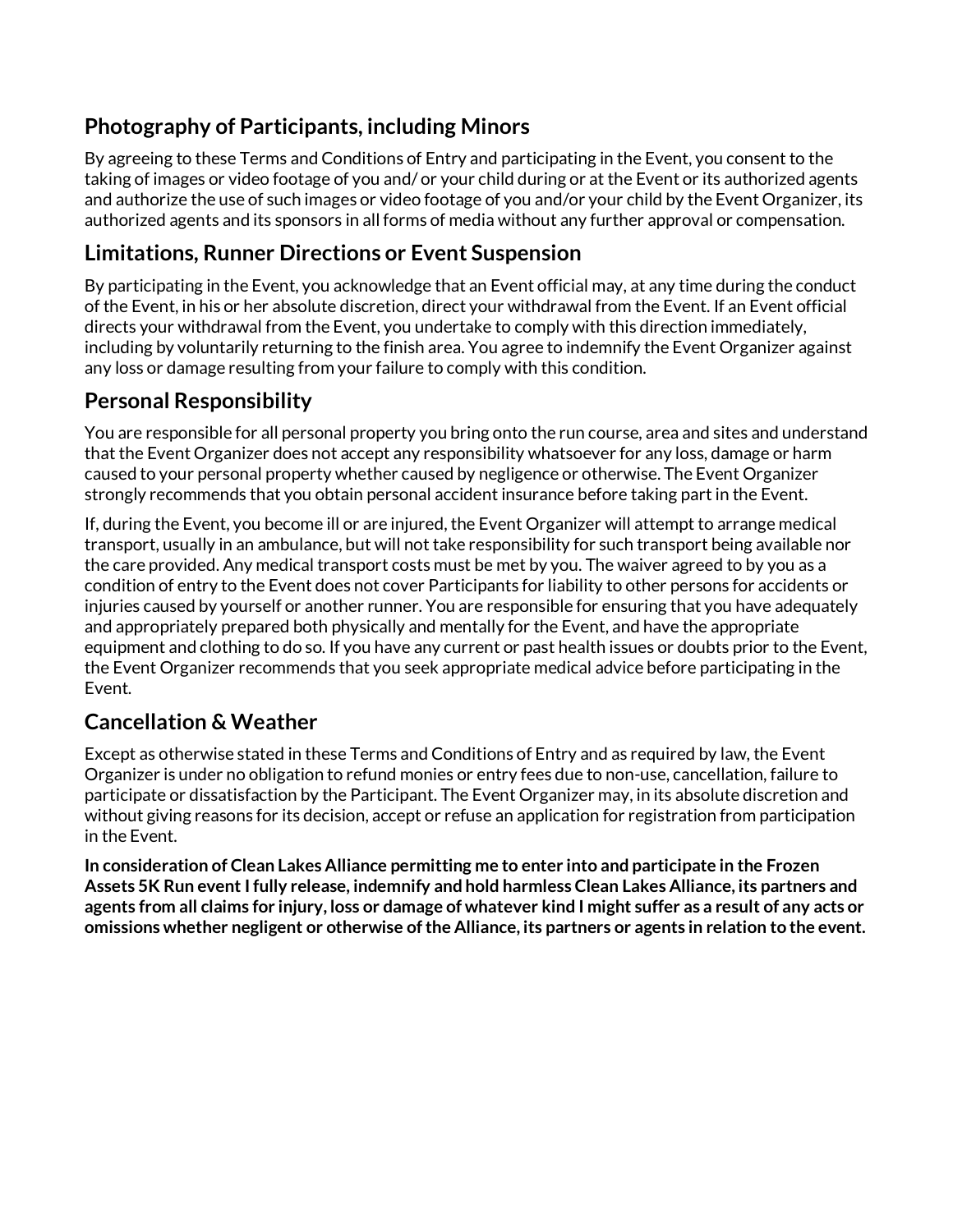## Photography of Participants, including Minors

By agreeing to these Terms and Conditions of Entry and participating in the Event, you consent to the taking of images or video footage of you and/ or your child during or at the Event or its authorized agents and authorize the use of such images or video footage of you and/or your child by the Event Organizer, its authorized agents and its sponsors in all forms of media without any further approval or compensation.

## Limitations, Runner Directions or Event Suspension

By participating in the Event, you acknowledge that an Event official may, at any time during the conduct of the Event, in his or her absolute discretion, direct your withdrawal from the Event. If an Event official directs your withdrawal from the Event, you undertake to comply with this direction immediately, including by voluntarily returning to the finish area. You agree to indemnify the Event Organizer against any loss or damage resulting from your failure to comply with this condition.

## Personal Responsibility

You are responsible for all personal property you bring onto the run course, area and sites and understand that the Event Organizer does not accept any responsibility whatsoever for any loss, damage or harm caused to your personal property whether caused by negligence or otherwise. The Event Organizer strongly recommends that you obtain personal accident insurance before taking part in the Event.

If, during the Event, you become ill or are injured, the Event Organizer will attempt to arrange medical transport, usually in an ambulance, but will not take responsibility for such transport being available nor the care provided. Any medical transport costs must be met by you. The waiver agreed to by you as a condition of entry to the Event does not cover Participants for liability to other persons for accidents or injuries caused by yourself or another runner. You are responsible for ensuring that you have adequately and appropriately prepared both physically and mentally for the Event, and have the appropriate equipment and clothing to do so. If you have any current or past health issues or doubts prior to the Event, the Event Organizer recommends that you seek appropriate medical advice before participating in the Event.

## Cancellation & Weather

Except as otherwise stated in these Terms and Conditions of Entry and as required by law, the Event Organizer is under no obligation to refund monies or entry fees due to non-use, cancellation, failure to participate or dissatisfaction by the Participant. The Event Organizer may, in its absolute discretion and without giving reasons for its decision, accept or refuse an application for registration from participation in the Event.

**In consideration of Clean Lakes Alliance permitting me to enter into and participate in the Frozen Assets 5K Run event I fully release, indemnify and hold harmless Clean Lakes Alliance, its partners and agents from all claims for injury, loss or damage of whatever kind I might suffer as a result of any acts or omissions whether negligent or otherwise of the Alliance, its partners or agents in relation to the event.**